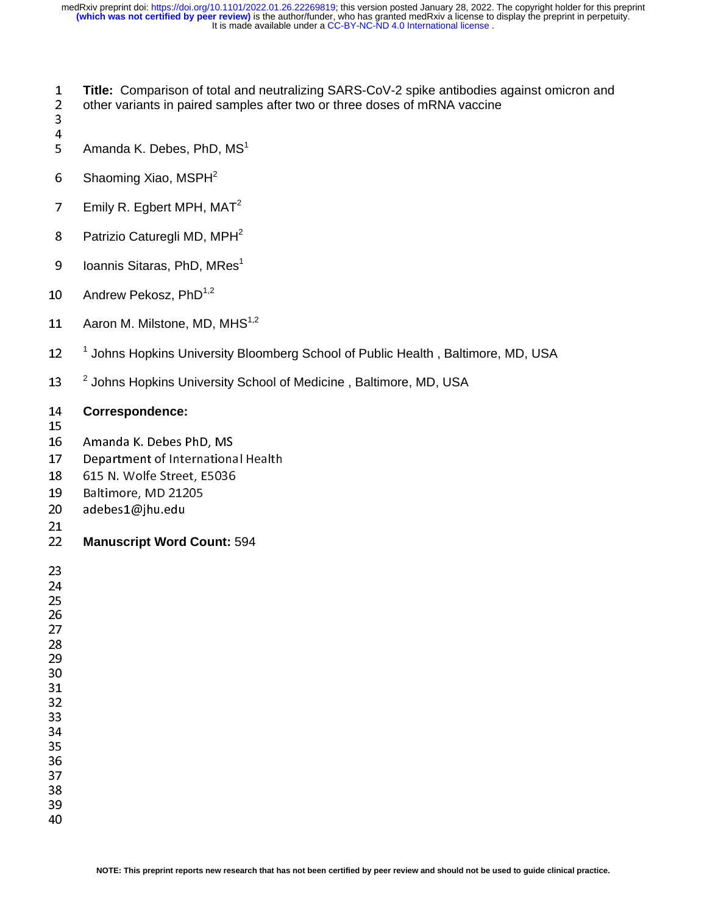**Title:** Comparison of total and neutralizing SARS-CoV-2 spike antibodies against omicron and other variants in paired samples after two or three doses of mRNA vaccine

Amanda K. Debes, PhD, MS[1]

Shaoming Xiao, MSPH[2]

Emily R. Egbert MPH, MAT[2]

Patrizio Caturegli MD, MPH[2]

Ioannis Sitaras, PhD, MRes[1]

Andrew Pekosz, PhD[1,2]

Aaron M. Milstone, MD, MHS[1,2]

[1] Johns Hopkins University Bloomberg School of Public Health , Baltimore, MD, USA

[2] Johns Hopkins University School of Medicine , Baltimore, MD, USA

**Correspondence:**

Amanda K. Debes PhD, MS
Department of International Health
615 N. Wolfe Street, E5036
Baltimore, MD 21205
adebes1@jhu.edu

**Manuscript Word Count:** 594

NOTE: This preprint reports new research that has not been certified by peer review and should not be used to guide clinical practice.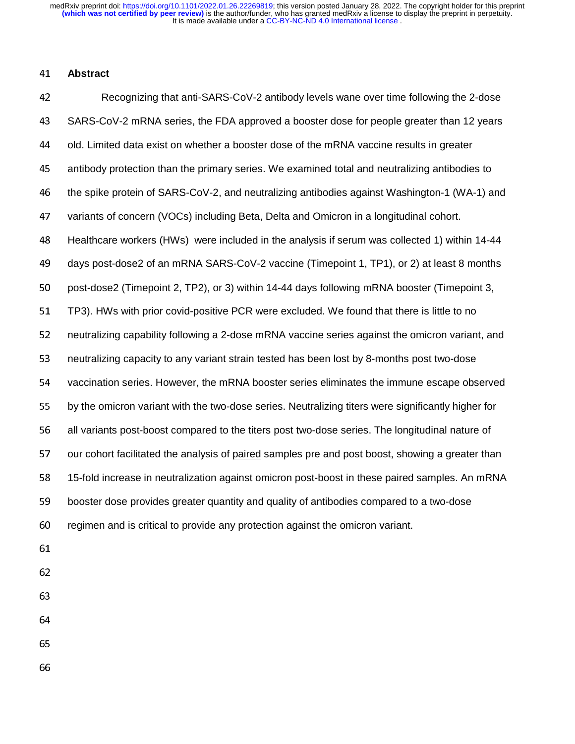## Abstract

Recognizing that anti-SARS-CoV-2 antibody levels wane over time following the 2-dose SARS-CoV-2 mRNA series, the FDA approved a booster dose for people greater than 12 years old. Limited data exist on whether a booster dose of the mRNA vaccine results in greater antibody protection than the primary series. We examined total and neutralizing antibodies to the spike protein of SARS-CoV-2, and neutralizing antibodies against Washington-1 (WA-1) and variants of concern (VOCs) including Beta, Delta and Omicron in a longitudinal cohort. Healthcare workers (HWs) were included in the analysis if serum was collected 1) within 14-44 days post-dose2 of an mRNA SARS-CoV-2 vaccine (Timepoint 1, TP1), or 2) at least 8 months post-dose2 (Timepoint 2, TP2), or 3) within 14-44 days following mRNA booster (Timepoint 3, TP3). HWs with prior covid-positive PCR were excluded. We found that there is little to no neutralizing capability following a 2-dose mRNA vaccine series against the omicron variant, and neutralizing capacity to any variant strain tested has been lost by 8-months post two-dose vaccination series. However, the mRNA booster series eliminates the immune escape observed by the omicron variant with the two-dose series. Neutralizing titers were significantly higher for all variants post-boost compared to the titers post two-dose series. The longitudinal nature of our cohort facilitated the analysis of paired samples pre and post boost, showing a greater than 15-fold increase in neutralization against omicron post-boost in these paired samples. An mRNA booster dose provides greater quantity and quality of antibodies compared to a two-dose regimen and is critical to provide any protection against the omicron variant.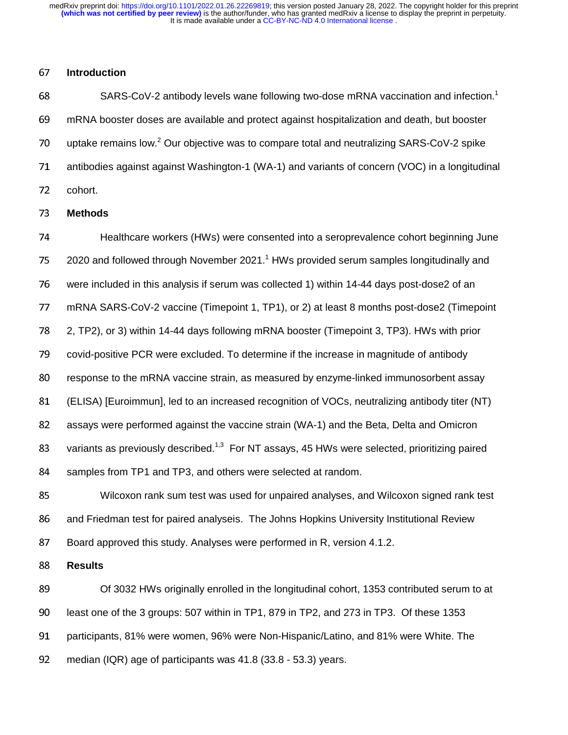## Introduction

SARS-CoV-2 antibody levels wane following two-dose mRNA vaccination and infection.[1] mRNA booster doses are available and protect against hospitalization and death, but booster uptake remains low.[2] Our objective was to compare total and neutralizing SARS-CoV-2 spike antibodies against against Washington-1 (WA-1) and variants of concern (VOC) in a longitudinal cohort.

## Methods

Healthcare workers (HWs) were consented into a seroprevalence cohort beginning June 2020 and followed through November 2021.[1] HWs provided serum samples longitudinally and were included in this analysis if serum was collected 1) within 14-44 days post-dose2 of an mRNA SARS-CoV-2 vaccine (Timepoint 1, TP1), or 2) at least 8 months post-dose2 (Timepoint 2, TP2), or 3) within 14-44 days following mRNA booster (Timepoint 3, TP3). HWs with prior covid-positive PCR were excluded. To determine if the increase in magnitude of antibody response to the mRNA vaccine strain, as measured by enzyme-linked immunosorbent assay (ELISA) [Euroimmun], led to an increased recognition of VOCs, neutralizing antibody titer (NT) assays were performed against the vaccine strain (WA-1) and the Beta, Delta and Omicron variants as previously described.[1,3] For NT assays, 45 HWs were selected, prioritizing paired samples from TP1 and TP3, and others were selected at random.

Wilcoxon rank sum test was used for unpaired analyses, and Wilcoxon signed rank test and Friedman test for paired analyseis. The Johns Hopkins University Institutional Review Board approved this study. Analyses were performed in R, version 4.1.2.

## Results

Of 3032 HWs originally enrolled in the longitudinal cohort, 1353 contributed serum to at least one of the 3 groups: 507 within in TP1, 879 in TP2, and 273 in TP3. Of these 1353 participants, 81% were women, 96% were Non-Hispanic/Latino, and 81% were White. The median (IQR) age of participants was 41.8 (33.8 - 53.3) years.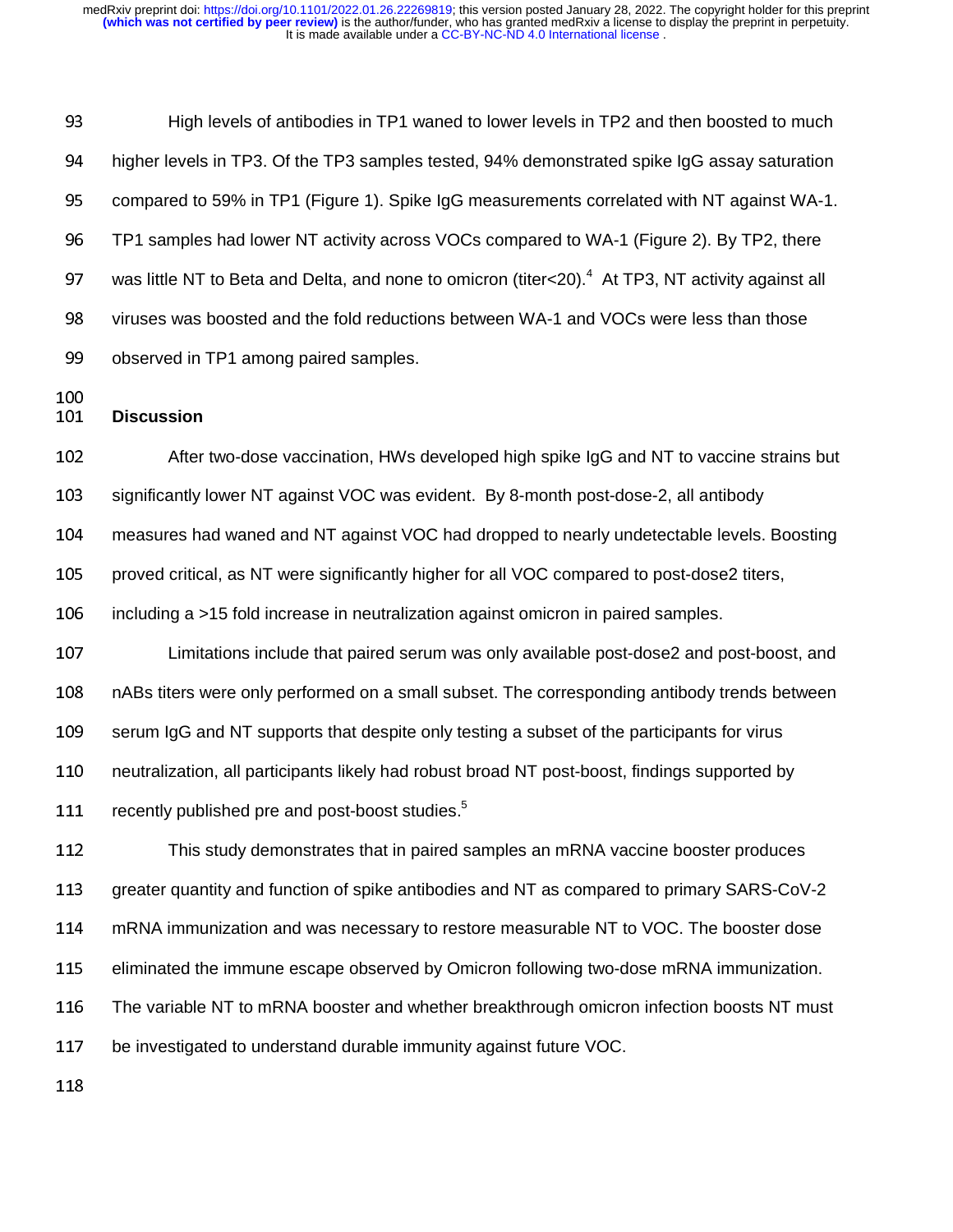High levels of antibodies in TP1 waned to lower levels in TP2 and then boosted to much higher levels in TP3. Of the TP3 samples tested, 94% demonstrated spike IgG assay saturation compared to 59% in TP1 (Figure 1). Spike IgG measurements correlated with NT against WA-1. TP1 samples had lower NT activity across VOCs compared to WA-1 (Figure 2). By TP2, there was little NT to Beta and Delta, and none to omicron (titer<20).[4] At TP3, NT activity against all viruses was boosted and the fold reductions between WA-1 and VOCs were less than those observed in TP1 among paired samples.

## Discussion

After two-dose vaccination, HWs developed high spike IgG and NT to vaccine strains but significantly lower NT against VOC was evident. By 8-month post-dose-2, all antibody measures had waned and NT against VOC had dropped to nearly undetectable levels. Boosting proved critical, as NT were significantly higher for all VOC compared to post-dose2 titers, including a >15 fold increase in neutralization against omicron in paired samples.

Limitations include that paired serum was only available post-dose2 and post-boost, and nABs titers were only performed on a small subset. The corresponding antibody trends between serum IgG and NT supports that despite only testing a subset of the participants for virus neutralization, all participants likely had robust broad NT post-boost, findings supported by recently published pre and post-boost studies.[5]

This study demonstrates that in paired samples an mRNA vaccine booster produces greater quantity and function of spike antibodies and NT as compared to primary SARS-CoV-2 mRNA immunization and was necessary to restore measurable NT to VOC. The booster dose eliminated the immune escape observed by Omicron following two-dose mRNA immunization. The variable NT to mRNA booster and whether breakthrough omicron infection boosts NT must be investigated to understand durable immunity against future VOC.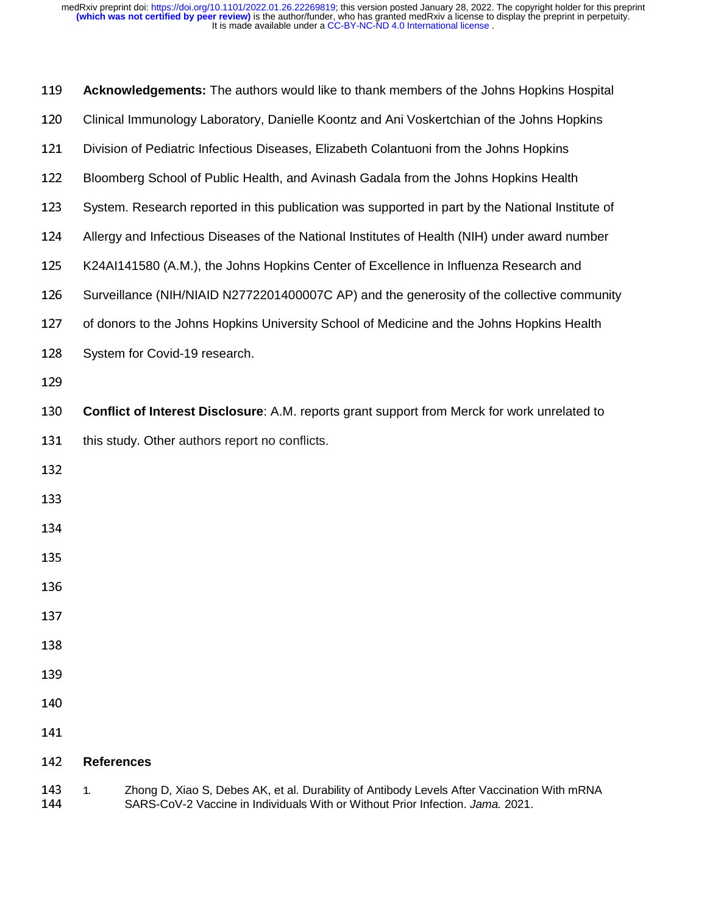**Acknowledgements:** The authors would like to thank members of the Johns Hopkins Hospital Clinical Immunology Laboratory, Danielle Koontz and Ani Voskertchian of the Johns Hopkins Division of Pediatric Infectious Diseases, Elizabeth Colantuoni from the Johns Hopkins Bloomberg School of Public Health, and Avinash Gadala from the Johns Hopkins Health System. Research reported in this publication was supported in part by the National Institute of Allergy and Infectious Diseases of the National Institutes of Health (NIH) under award number K24AI141580 (A.M.), the Johns Hopkins Center of Excellence in Influenza Research and Surveillance (NIH/NIAID N2772201400007C AP) and the generosity of the collective community of donors to the Johns Hopkins University School of Medicine and the Johns Hopkins Health System for Covid-19 research.

**Conflict of Interest Disclosure**: A.M. reports grant support from Merck for work unrelated to this study. Other authors report no conflicts.

## References

1. Zhong D, Xiao S, Debes AK, et al. Durability of Antibody Levels After Vaccination With mRNA SARS-CoV-2 Vaccine in Individuals With or Without Prior Infection. *Jama.* 2021.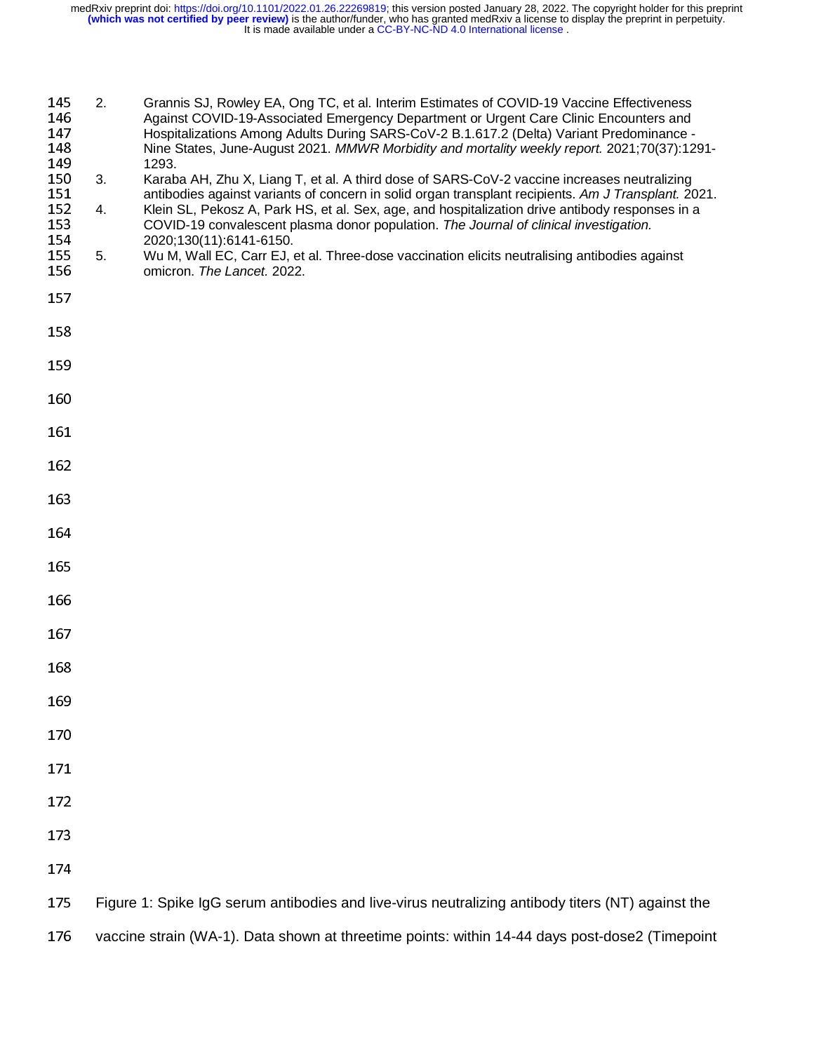2. Grannis SJ, Rowley EA, Ong TC, et al. Interim Estimates of COVID-19 Vaccine Effectiveness Against COVID-19-Associated Emergency Department or Urgent Care Clinic Encounters and Hospitalizations Among Adults During SARS-CoV-2 B.1.617.2 (Delta) Variant Predominance - Nine States, June-August 2021. *MMWR Morbidity and mortality weekly report.* 2021;70(37):1291-1293.
3. Karaba AH, Zhu X, Liang T, et al. A third dose of SARS-CoV-2 vaccine increases neutralizing antibodies against variants of concern in solid organ transplant recipients. *Am J Transplant.* 2021.
4. Klein SL, Pekosz A, Park HS, et al. Sex, age, and hospitalization drive antibody responses in a COVID-19 convalescent plasma donor population. *The Journal of clinical investigation.* 2020;130(11):6141-6150.
5. Wu M, Wall EC, Carr EJ, et al. Three-dose vaccination elicits neutralising antibodies against omicron. *The Lancet.* 2022.

Figure 1: Spike IgG serum antibodies and live-virus neutralizing antibody titers (NT) against the vaccine strain (WA-1). Data shown at threetime points: within 14-44 days post-dose2 (Timepoint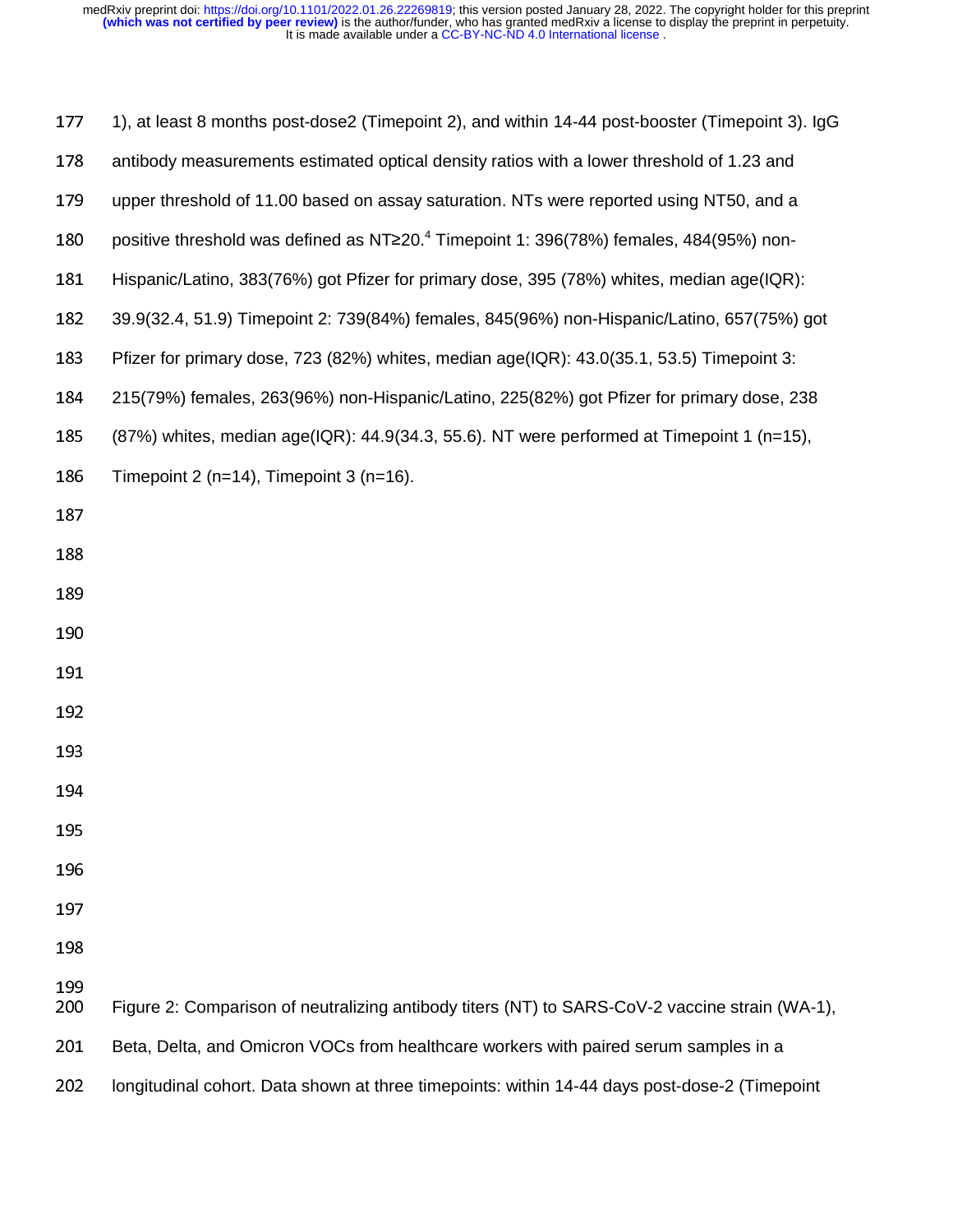1), at least 8 months post-dose2 (Timepoint 2), and within 14-44 post-booster (Timepoint 3). IgG antibody measurements estimated optical density ratios with a lower threshold of 1.23 and upper threshold of 11.00 based on assay saturation. NTs were reported using NT50, and a positive threshold was defined as NT≥20.[4] Timepoint 1: 396(78%) females, 484(95%) non-Hispanic/Latino, 383(76%) got Pfizer for primary dose, 395 (78%) whites, median age(IQR): 39.9(32.4, 51.9) Timepoint 2: 739(84%) females, 845(96%) non-Hispanic/Latino, 657(75%) got Pfizer for primary dose, 723 (82%) whites, median age(IQR): 43.0(35.1, 53.5) Timepoint 3: 215(79%) females, 263(96%) non-Hispanic/Latino, 225(82%) got Pfizer for primary dose, 238 (87%) whites, median age(IQR): 44.9(34.3, 55.6). NT were performed at Timepoint 1 (n=15), Timepoint 2 (n=14), Timepoint 3 (n=16).

Figure 2: Comparison of neutralizing antibody titers (NT) to SARS-CoV-2 vaccine strain (WA-1), Beta, Delta, and Omicron VOCs from healthcare workers with paired serum samples in a longitudinal cohort. Data shown at three timepoints: within 14-44 days post-dose-2 (Timepoint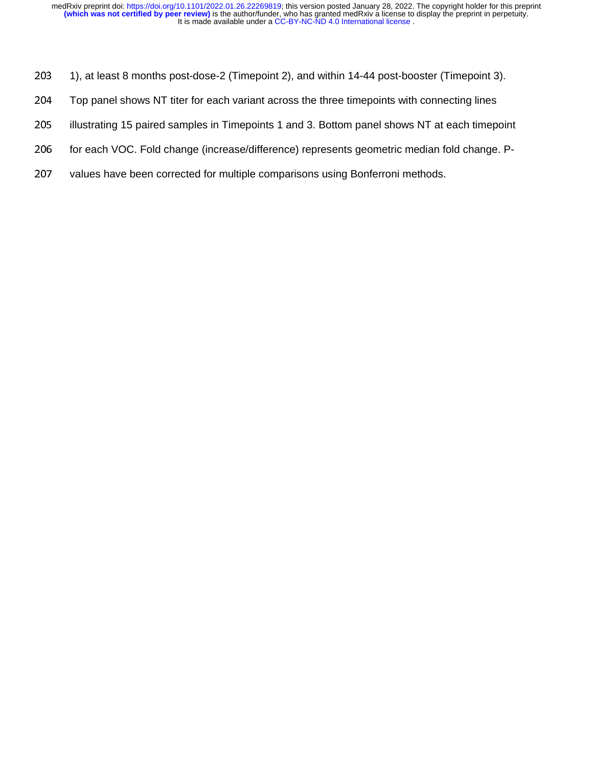1), at least 8 months post-dose-2 (Timepoint 2), and within 14-44 post-booster (Timepoint 3). Top panel shows NT titer for each variant across the three timepoints with connecting lines illustrating 15 paired samples in Timepoints 1 and 3. Bottom panel shows NT at each timepoint for each VOC. Fold change (increase/difference) represents geometric median fold change. P-values have been corrected for multiple comparisons using Bonferroni methods.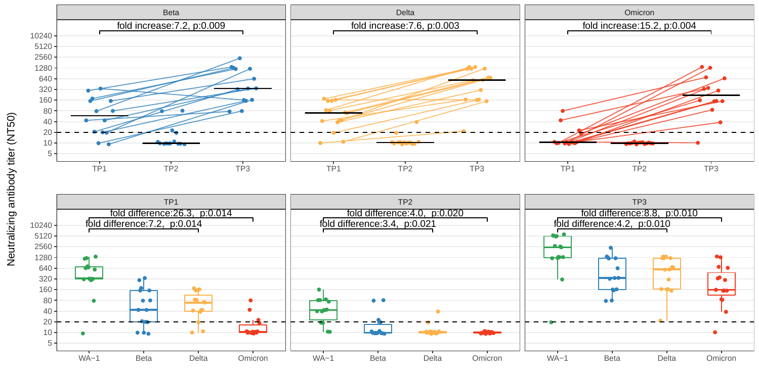Beta

fold increase:7.2, p:0.009

Delta

fold increase:7.6, p:0.003

Omicron

fold increase:15.2, p:0.004

Neutralizing antibody titer (NT50)

10240
5120
2560
1280
640
320
160
80
40
20
10
5

TP1 TP2 TP3

TP1

fold difference:26.3, p:0.014

fold difference:7.2, p:0.014

TP2

fold difference:4.0, p:0.020

fold difference:3.4, p:0.021

TP3

fold difference:8.8, p:0.010

fold difference:4.2, p:0.010

WA−1 Beta Delta Omicron